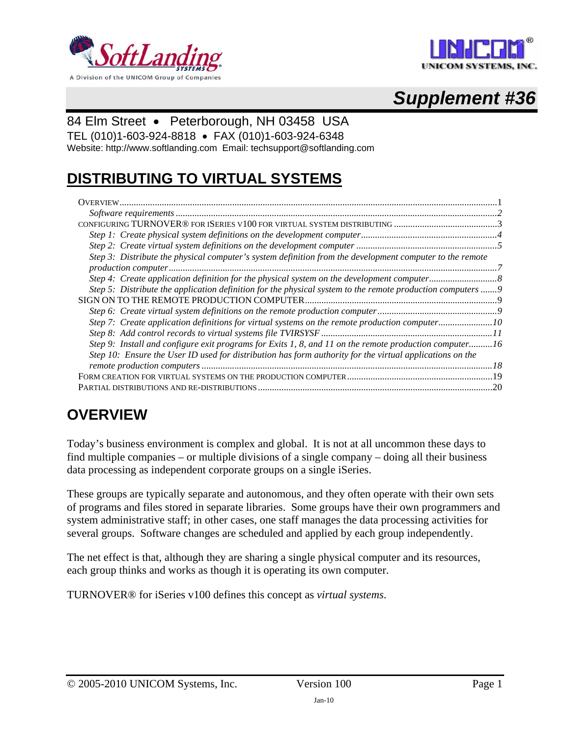# Supplement #36

84 Elm Street • Peterborough, NH 03458 USA
TEL (010)1-603-924-8818 • FAX (010)1-603-924-6348
Website: http://www.softlanding.com Email: techsupport@softlanding.com

## DISTRIBUTING TO VIRTUAL SYSTEMS

OVERVIEW ........................................................ 1
- *Software requirements* ........................................ *2*

CONFIGURING TURNOVER® FOR ISERIES V100 FOR VIRTUAL SYSTEM DISTRIBUTING ........ 3
- *Step 1: Create physical system definitions on the development computer* ........ *4*
- *Step 2: Create virtual system definitions on the development computer* ........ *5*
- *Step 3: Distribute the physical computer's system definition from the development computer to the remote production computer* ........ *7*
- *Step 4: Create application definition for the physical system on the development computer* ........ *8*
- *Step 5: Distribute the application definition for the physical system to the remote production computers* ........ *9*

SIGN ON TO THE REMOTE PRODUCTION COMPUTER ........ 9
- *Step 6: Create virtual system definitions on the remote production computer* ........ *9*
- *Step 7: Create application definitions for virtual systems on the remote production computer* ........ *10*
- *Step 8: Add control records to virtual systems file TVIRSYSF* ........ *11*
- *Step 9: Install and configure exit programs for Exits 1, 8, and 11 on the remote production computer* ........ *16*
- *Step 10: Ensure the User ID used for distribution has form authority for the virtual applications on the remote production computers* ........ *18*

FORM CREATION FOR VIRTUAL SYSTEMS ON THE PRODUCTION COMPUTER ........ 19

PARTIAL DISTRIBUTIONS AND RE-DISTRIBUTIONS ........ 20

## OVERVIEW

Today's business environment is complex and global. It is not at all uncommon these days to find multiple companies – or multiple divisions of a single company – doing all their business data processing as independent corporate groups on a single iSeries.

These groups are typically separate and autonomous, and they often operate with their own sets of programs and files stored in separate libraries. Some groups have their own programmers and system administrative staff; in other cases, one staff manages the data processing activities for several groups. Software changes are scheduled and applied by each group independently.

The net effect is that, although they are sharing a single physical computer and its resources, each group thinks and works as though it is operating its own computer.

TURNOVER® for iSeries v100 defines this concept as *virtual systems*.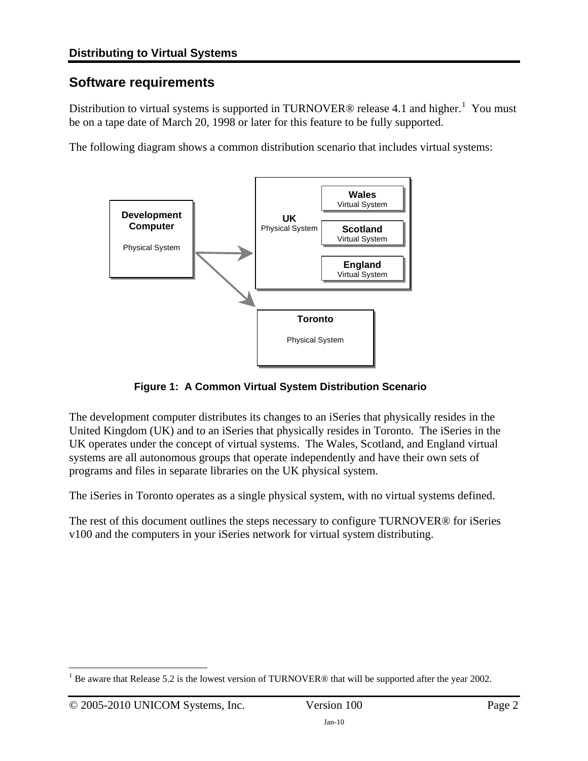## Software requirements

Distribution to virtual systems is supported in TURNOVER® release 4.1 and higher.[1] You must be on a tape date of March 20, 1998 or later for this feature to be fully supported.

The following diagram shows a common distribution scenario that includes virtual systems:

**Figure 1: A Common Virtual System Distribution Scenario**

The development computer distributes its changes to an iSeries that physically resides in the United Kingdom (UK) and to an iSeries that physically resides in Toronto. The iSeries in the UK operates under the concept of virtual systems. The Wales, Scotland, and England virtual systems are all autonomous groups that operate independently and have their own sets of programs and files in separate libraries on the UK physical system.

The iSeries in Toronto operates as a single physical system, with no virtual systems defined.

The rest of this document outlines the steps necessary to configure TURNOVER® for iSeries v100 and the computers in your iSeries network for virtual system distributing.

[1] Be aware that Release 5.2 is the lowest version of TURNOVER® that will be supported after the year 2002.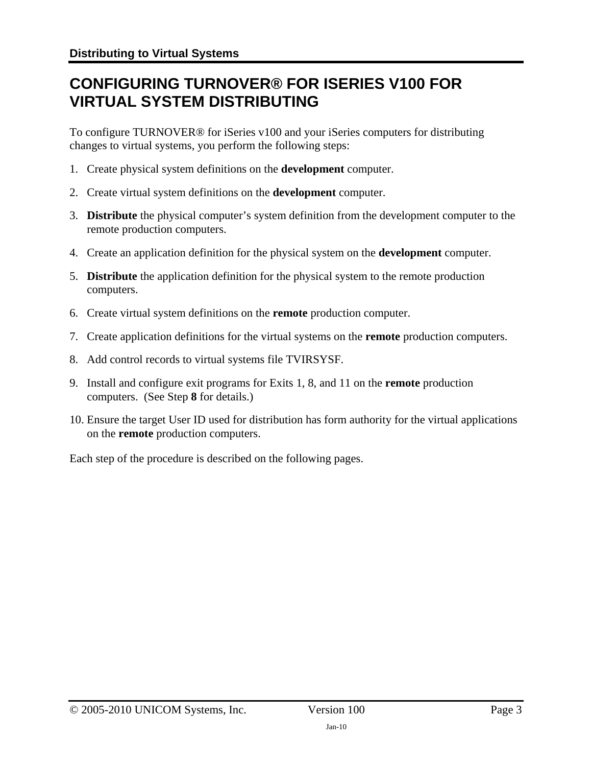# CONFIGURING TURNOVER® FOR ISERIES V100 FOR VIRTUAL SYSTEM DISTRIBUTING

To configure TURNOVER® for iSeries v100 and your iSeries computers for distributing changes to virtual systems, you perform the following steps:

1. Create physical system definitions on the **development** computer.
2. Create virtual system definitions on the **development** computer.
3. **Distribute** the physical computer's system definition from the development computer to the remote production computers.
4. Create an application definition for the physical system on the **development** computer.
5. **Distribute** the application definition for the physical system to the remote production computers.
6. Create virtual system definitions on the **remote** production computer.
7. Create application definitions for the virtual systems on the **remote** production computers.
8. Add control records to virtual systems file TVIRSYSF.
9. Install and configure exit programs for Exits 1, 8, and 11 on the **remote** production computers. (See Step **8** for details.)
10. Ensure the target User ID used for distribution has form authority for the virtual applications on the **remote** production computers.

Each step of the procedure is described on the following pages.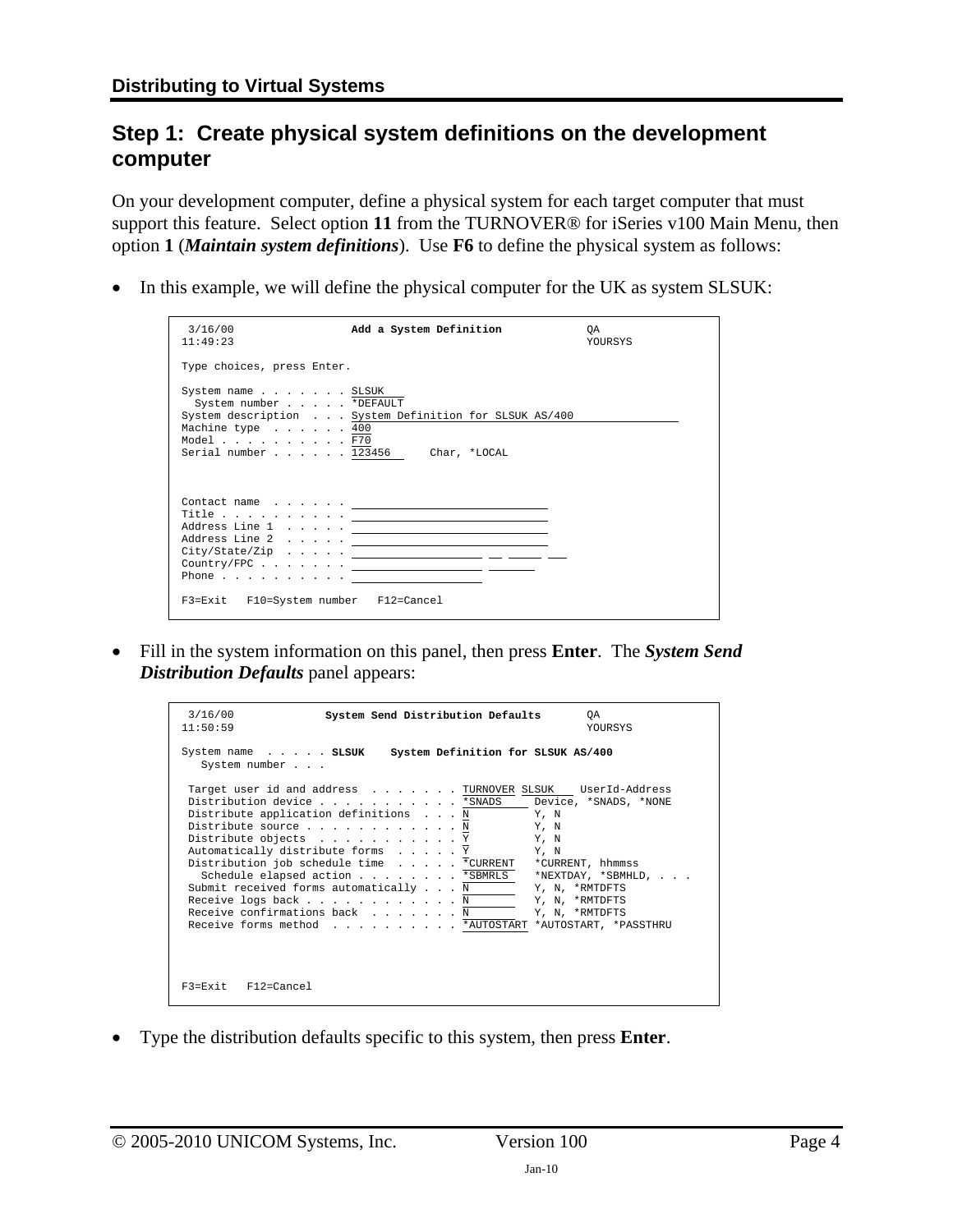## Step 1: Create physical system definitions on the development computer

On your development computer, define a physical system for each target computer that must support this feature. Select option **11** from the TURNOVER® for iSeries v100 Main Menu, then option **1** (***Maintain system definitions***). Use **F6** to define the physical system as follows:

- In this example, we will define the physical computer for the UK as system SLSUK:

```
 3/16/00                 Add a System Definition             QA
11:49:23                                                     YOURSYS

Type choices, press Enter.

System name . . . . . . . SLSUK
  System number . . . . . *DEFAULT
System description  . . . System Definition for SLSUK AS/400
Machine type  . . . . . . 400
Model . . . . . . . . . . F70
Serial number . . . . . . 123456      Char, *LOCAL



Contact name  . . . . . .
Title . . . . . . . . . .
Address Line 1  . . . . .
Address Line 2  . . . . .
City/State/Zip  . . . . .
Country/FPC . . . . . . .
Phone . . . . . . . . . .

F3=Exit   F10=System number   F12=Cancel
```

- Fill in the system information on this panel, then press **Enter**. The ***System Send Distribution Defaults*** panel appears:

```
 3/16/00             System Send Distribution Defaults       QA
11:50:59                                                     YOURSYS

System name  . . . . . SLSUK    System Definition for SLSUK AS/400
   System number . . .

 Target user id and address  . . . . . . . TURNOVER SLSUK    UserId-Address
 Distribution device . . . . . . . . . . . *SNADS     Device, *SNADS, *NONE
 Distribute application definitions  . . . N          Y, N
 Distribute source . . . . . . . . . . . . N          Y, N
 Distribute objects  . . . . . . . . . . . Y          Y, N
 Automatically distribute forms  . . . . . Y          Y, N
 Distribution job schedule time  . . . . . *CURRENT   *CURRENT, hhmmss
   Schedule elapsed action . . . . . . . . *SBMRLS    *NEXTDAY, *SBMHLD, . . .
 Submit received forms automatically . . . N          Y, N, *RMTDFTS
 Receive logs back . . . . . . . . . . . . N          Y, N, *RMTDFTS
 Receive confirmations back  . . . . . . . N          Y, N, *RMTDFTS
 Receive forms method  . . . . . . . . . . *AUTOSTART *AUTOSTART, *PASSTHRU



F3=Exit   F12=Cancel
```

- Type the distribution defaults specific to this system, then press **Enter**.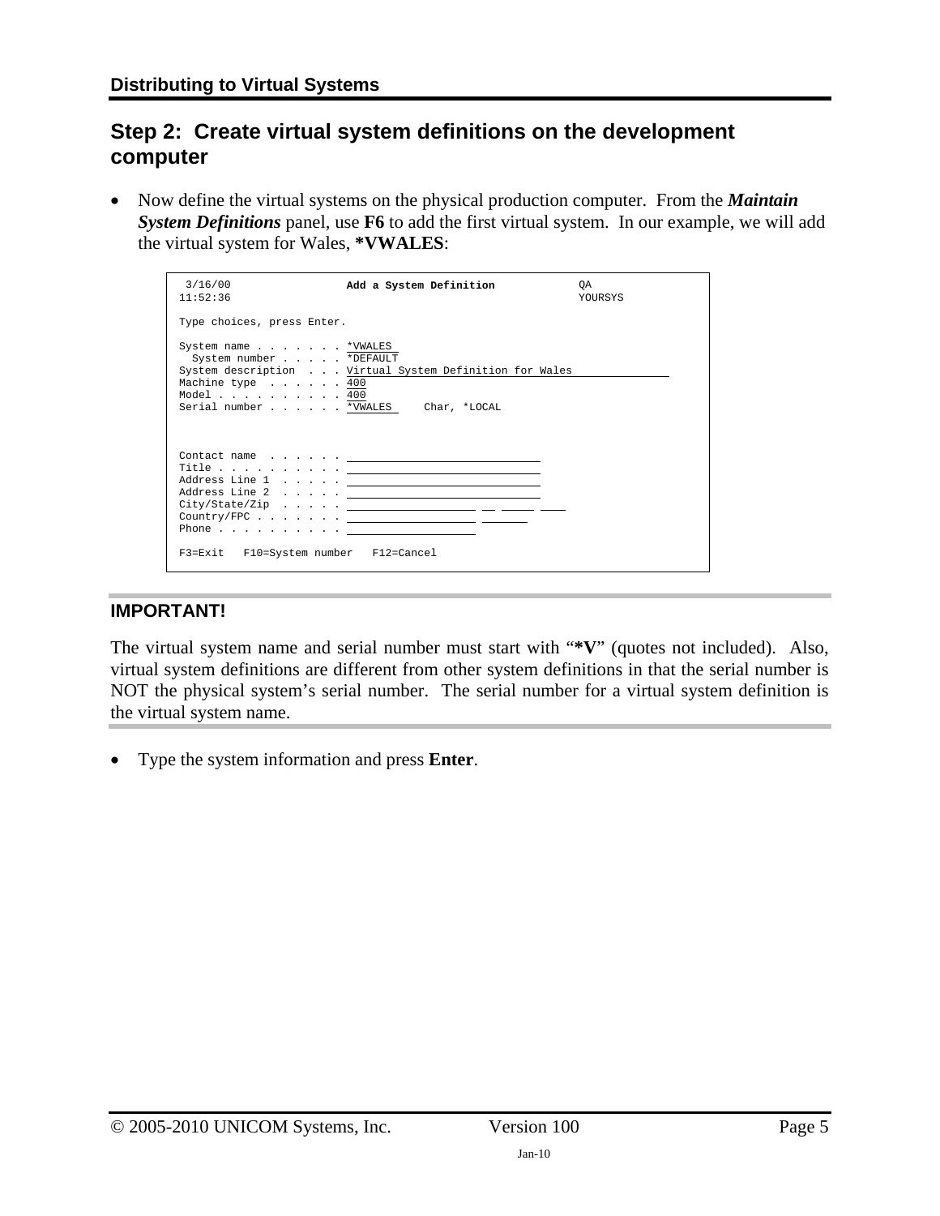## Step 2: Create virtual system definitions on the development computer

- Now define the virtual systems on the physical production computer. From the ***Maintain System Definitions*** panel, use **F6** to add the first virtual system. In our example, we will add the virtual system for Wales, **\*VWALES**:

```
 3/16/00                  Add a System Definition              QA
11:52:36                                                       YOURSYS

Type choices, press Enter.

System name . . . . . . . *VWALES
  System number . . . . . *DEFAULT
System description  . . . Virtual System Definition for Wales
Machine type  . . . . . . 400
Model . . . . . . . . . . 400
Serial number . . . . . . *VWALES     Char, *LOCAL



Contact name  . . . . . .
Title . . . . . . . . . .
Address Line 1  . . . . .
Address Line 2  . . . . .
City/State/Zip  . . . . .
Country/FPC . . . . . . .
Phone . . . . . . . . . .

F3=Exit   F10=System number   F12=Cancel
```

### IMPORTANT!

The virtual system name and serial number must start with "**\*V**" (quotes not included). Also, virtual system definitions are different from other system definitions in that the serial number is NOT the physical system's serial number. The serial number for a virtual system definition is the virtual system name.

- Type the system information and press **Enter**.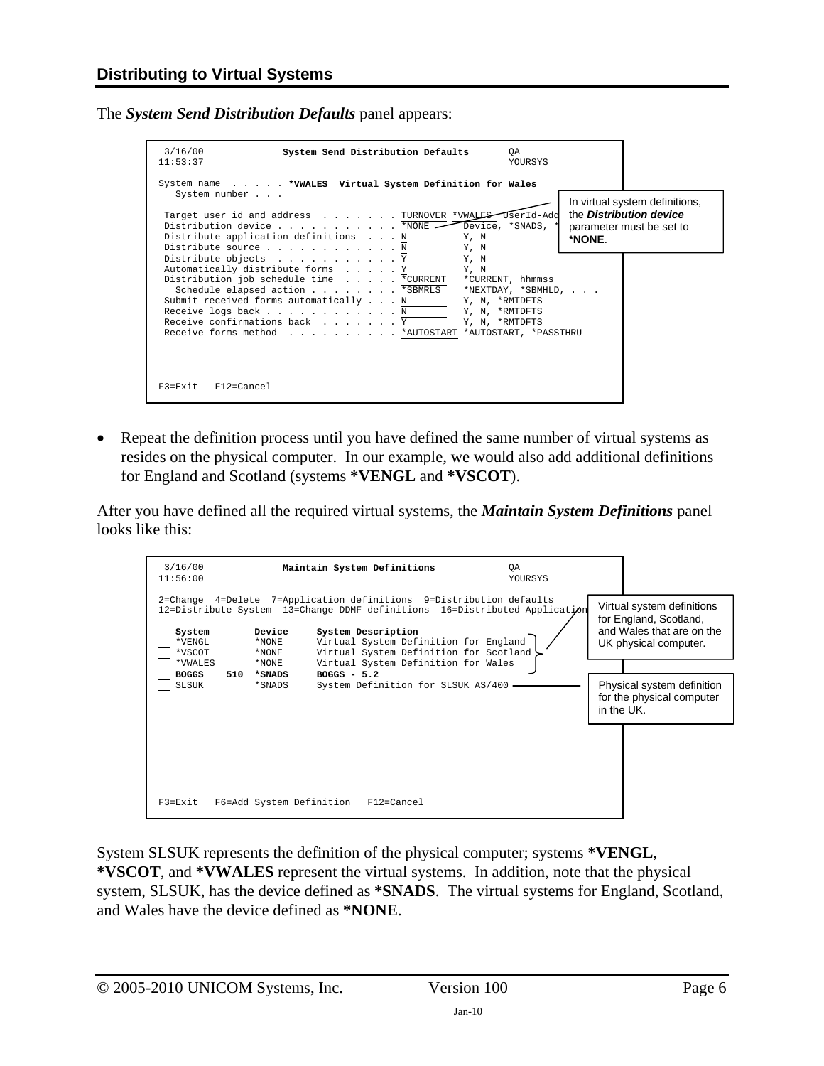## Distributing to Virtual Systems

The ***System Send Distribution Defaults*** panel appears:

```
 3/16/00             System Send Distribution Defaults        QA
11:53:37                                                      YOURSYS

System name  . . . . . *VWALES  Virtual System Definition for Wales
   System number . . .

 Target user id and address  . . . . . . . TURNOVER *VWALES  UserId-Add
 Distribution device . . . . . . . . . . . *NONE       Device, *SNADS, *
 Distribute application definitions  . . . N          Y, N
 Distribute source . . . . . . . . . . . . N          Y, N
 Distribute objects  . . . . . . . . . . . Y          Y, N
 Automatically distribute forms  . . . . . Y          Y, N
 Distribution job schedule time  . . . . . *CURRENT   *CURRENT, hhmmss
   Schedule elapsed action . . . . . . . . *SBMRLS    *NEXTDAY, *SBMHLD, . . .
 Submit received forms automatically . . . N          Y, N, *RMTDFTS
 Receive logs back . . . . . . . . . . . . N          Y, N, *RMTDFTS
 Receive confirmations back  . . . . . . . Y          Y, N, *RMTDFTS
 Receive forms method  . . . . . . . . . . *AUTOSTART *AUTOSTART, *PASSTHRU




F3=Exit   F12=Cancel
```

In virtual system definitions, the ***Distribution device*** parameter must be set to **\*NONE**.

- Repeat the definition process until you have defined the same number of virtual systems as resides on the physical computer. In our example, we would also add additional definitions for England and Scotland (systems ***VENGL** and ***VSCOT**).

After you have defined all the required virtual systems, the ***Maintain System Definitions*** panel looks like this:

```
 3/16/00              Maintain System Definitions             QA
11:56:00                                                      YOURSYS

2=Change  4=Delete  7=Application definitions  9=Distribution defaults
12=Distribute System  13=Change DDMF definitions  16=Distributed Application

   System        Device     System Description
__ *VENGL        *NONE      Virtual System Definition for England
__ *VSCOT        *NONE      Virtual System Definition for Scotland
__ *VWALES       *NONE      Virtual System Definition for Wales
__ BOGGS    510  *SNADS     BOGGS - 5.2
__ SLSUK         *SNADS     System Definition for SLSUK AS/400






F3=Exit   F6=Add System Definition   F12=Cancel
```

Virtual system definitions for England, Scotland, and Wales that are on the UK physical computer.

Physical system definition for the physical computer in the UK.

System SLSUK represents the definition of the physical computer; systems ***VENGL**, ***VSCOT**, and ***VWALES** represent the virtual systems. In addition, note that the physical system, SLSUK, has the device defined as ***SNADS**. The virtual systems for England, Scotland, and Wales have the device defined as ***NONE**.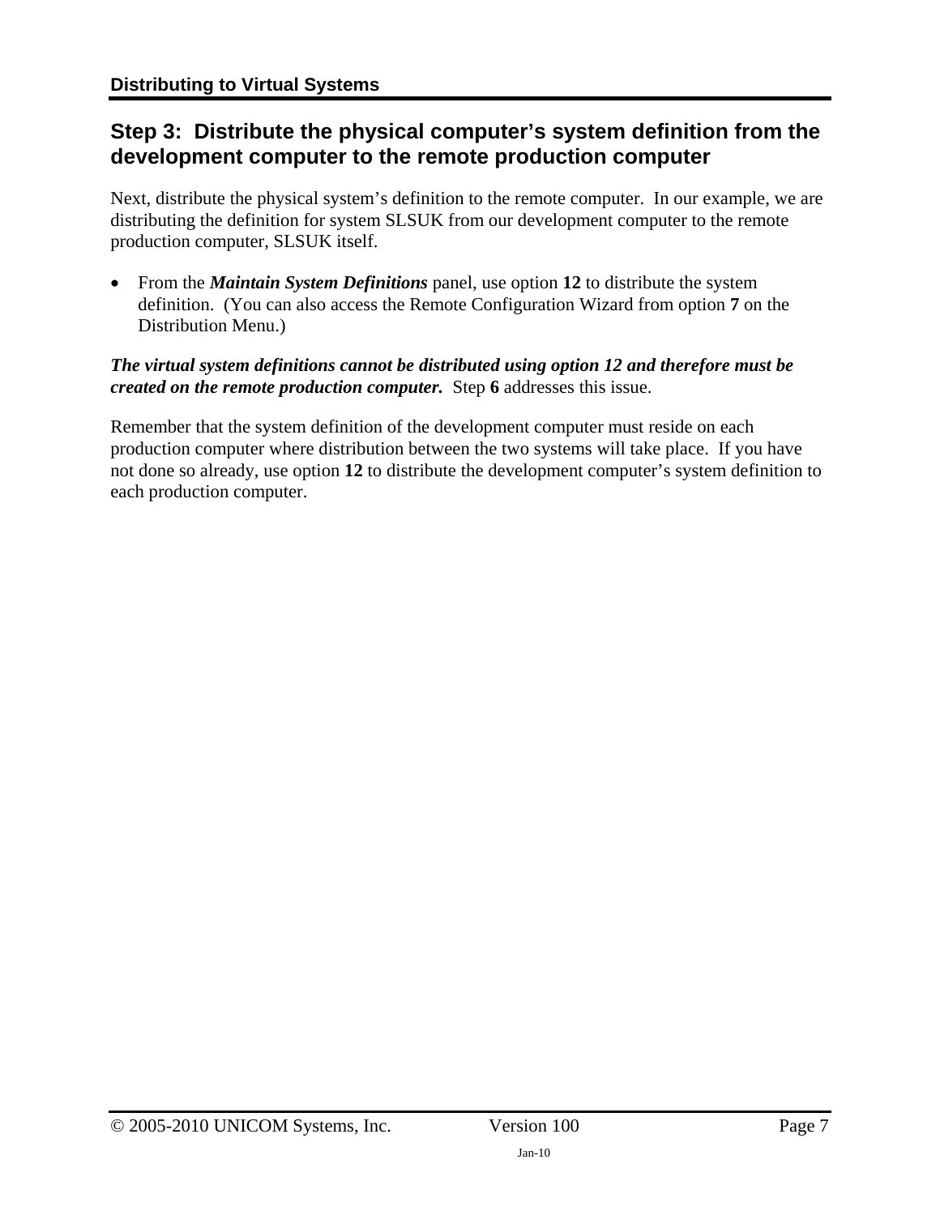## Step 3: Distribute the physical computer's system definition from the development computer to the remote production computer

Next, distribute the physical system's definition to the remote computer. In our example, we are distributing the definition for system SLSUK from our development computer to the remote production computer, SLSUK itself.

- From the ***Maintain System Definitions*** panel, use option **12** to distribute the system definition. (You can also access the Remote Configuration Wizard from option **7** on the Distribution Menu.)

***The virtual system definitions cannot be distributed using option 12 and therefore must be created on the remote production computer.*** Step **6** addresses this issue.

Remember that the system definition of the development computer must reside on each production computer where distribution between the two systems will take place. If you have not done so already, use option **12** to distribute the development computer's system definition to each production computer.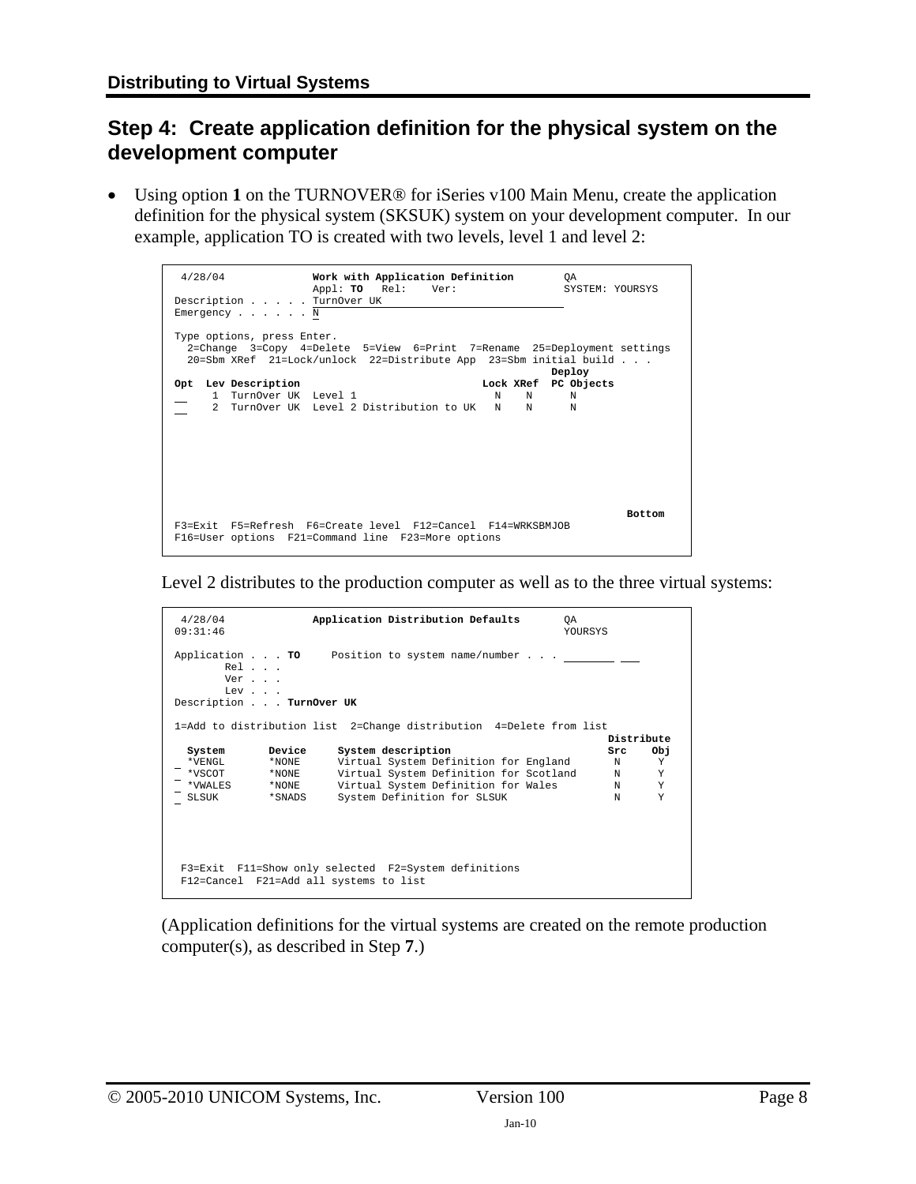## Step 4: Create application definition for the physical system on the development computer

- Using option **1** on the TURNOVER® for iSeries v100 Main Menu, create the application definition for the physical system (SKSUK) system on your development computer. In our example, application TO is created with two levels, level 1 and level 2:

```
 4/28/04              Work with Application Definition        QA
                      Appl: TO   Rel:    Ver:                 SYSTEM: YOURSYS
Description . . . . . TurnOver UK
Emergency . . . . . . N

Type options, press Enter.
  2=Change  3=Copy  4=Delete  5=View  6=Print  7=Rename  25=Deployment settings
  20=Sbm XRef  21=Lock/unlock  22=Distribute App  23=Sbm initial build . . .
                                                            Deploy
Opt  Lev Description                             Lock XRef  PC Objects
 __    1  TurnOver UK  Level 1                     N    N      N
 __    2  TurnOver UK  Level 2 Distribution to UK   N    N      N









                                                                        Bottom
F3=Exit  F5=Refresh  F6=Create level  F12=Cancel  F14=WRKSBMJOB
F16=User options  F21=Command line  F23=More options
```

Level 2 distributes to the production computer as well as to the three virtual systems:

```
 4/28/04              Application Distribution Defaults       QA
09:31:46                                                      YOURSYS

Application . . . TO     Position to system name/number . . . ________ ___
        Rel . . .
        Ver . . .
        Lev . . .
Description . . . TurnOver UK

1=Add to distribution list  2=Change distribution  4=Delete from list
                                                                  Distribute
  System       Device     System description                      Src    Obj
_ *VENGL       *NONE      Virtual System Definition for England      N      Y
_ *VSCOT       *NONE      Virtual System Definition for Scotland     N      Y
_ *VWALES      *NONE      Virtual System Definition for Wales        N      Y
_ SLSUK        *SNADS     System Definition for SLSUK                N      Y





 F3=Exit  F11=Show only selected  F2=System definitions
 F12=Cancel  F21=Add all systems to list
```

(Application definitions for the virtual systems are created on the remote production computer(s), as described in Step **7**.)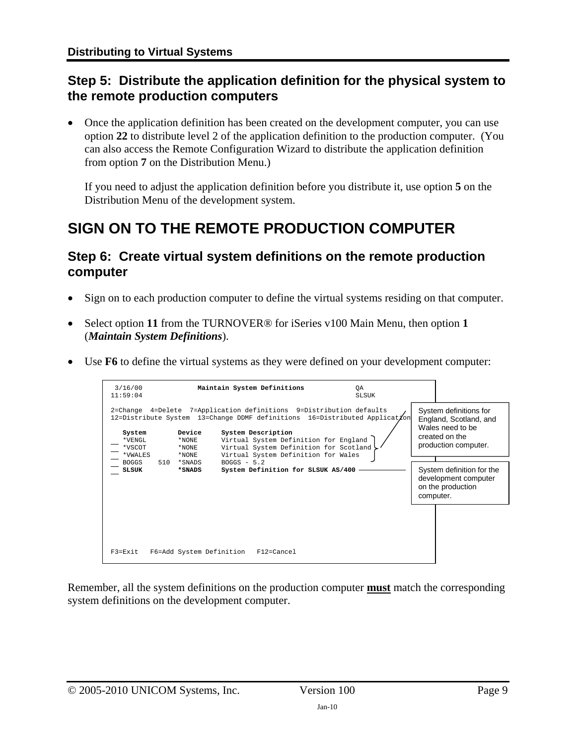## Step 5: Distribute the application definition for the physical system to the remote production computers

- Once the application definition has been created on the development computer, you can use option **22** to distribute level 2 of the application definition to the production computer. (You can also access the Remote Configuration Wizard to distribute the application definition from option **7** on the Distribution Menu.)

  If you need to adjust the application definition before you distribute it, use option **5** on the Distribution Menu of the development system.

# SIGN ON TO THE REMOTE PRODUCTION COMPUTER

## Step 6: Create virtual system definitions on the remote production computer

- Sign on to each production computer to define the virtual systems residing on that computer.
- Select option **11** from the TURNOVER® for iSeries v100 Main Menu, then option **1** (***Maintain System Definitions***).
- Use **F6** to define the virtual systems as they were defined on your development computer:

```
 3/16/00             Maintain System Definitions            QA
11:59:04                                                    SLSUK

2=Change  4=Delete  7=Application definitions  9=Distribution defaults
12=Distribute System  13=Change DDMF definitions  16=Distributed Application

   System        Device     System Description
__ *VENGL        *NONE      Virtual System Definition for England
__ *VSCOT        *NONE      Virtual System Definition for Scotland
__ *VWALES       *NONE      Virtual System Definition for Wales
__ BOGGS    510  *SNADS     BOGGS - 5.2
__ SLSUK         *SNADS     System Definition for SLSUK AS/400






F3=Exit   F6=Add System Definition   F12=Cancel
```

System definitions for England, Scotland, and Wales need to be created on the production computer.

System definition for the development computer on the production computer.

Remember, all the system definitions on the production computer **must** match the corresponding system definitions on the development computer.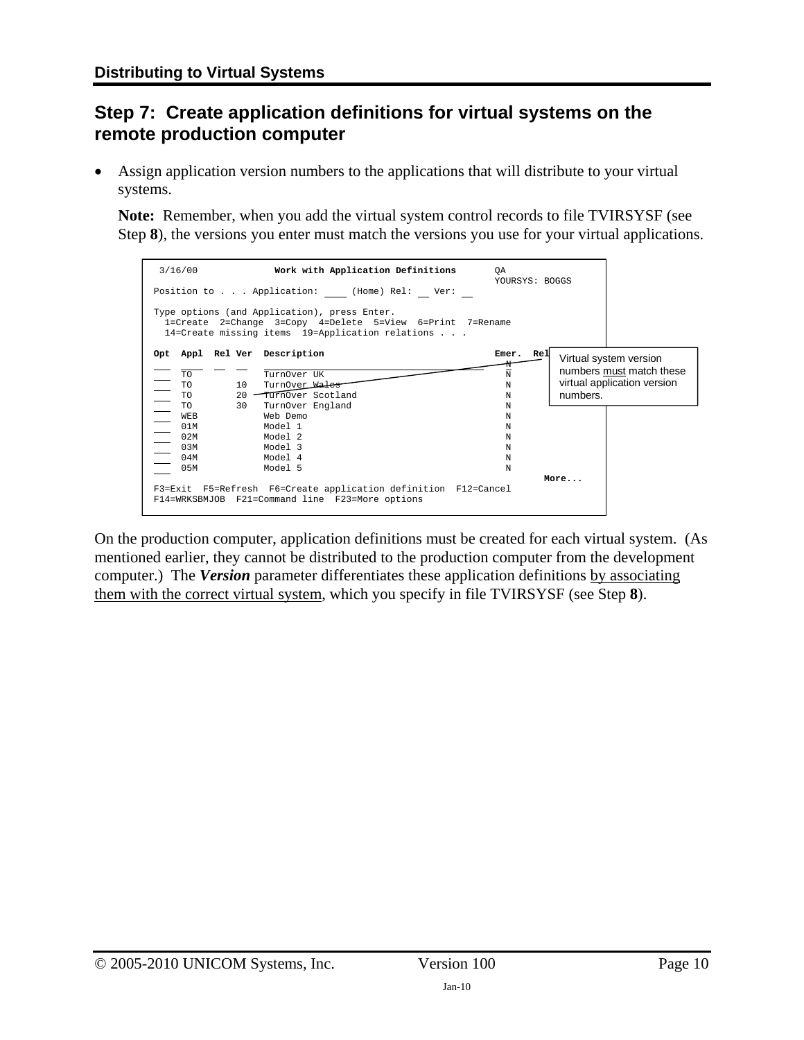## Step 7: Create application definitions for virtual systems on the remote production computer

- Assign application version numbers to the applications that will distribute to your virtual systems.

  **Note:** Remember, when you add the virtual system control records to file TVIRSYSF (see Step **8**), the versions you enter must match the versions you use for your virtual applications.

```
 3/16/00              Work with Application Definitions       QA
                                                              YOURSYS: BOGGS
Position to . . . Application: ____ (Home) Rel: __ Ver: __

Type options (and Application), press Enter.
  1=Create  2=Change  3=Copy  4=Delete  5=View  6=Print  7=Rename
  14=Create missing items  19=Application relations . . .

Opt  Appl  Rel Ver  Description                               Emer.  Rel
___  ____  __  __   ________________________________________    N
___  TO             TurnOver UK                                 N
___  TO         10  TurnOver Wales                              N
___  TO         20  TurnOver Scotland                           N
___  TO         30  TurnOver England                            N
___  WEB            Web Demo                                    N
___  01M            Model 1                                     N
___  02M            Model 2                                     N
___  03M            Model 3                                     N
___  04M            Model 4                                     N
___  05M            Model 5                                     N
                                                                      More...
F3=Exit  F5=Refresh  F6=Create application definition  F12=Cancel
F14=WRKSBMJOB  F21=Command line  F23=More options
```

Virtual system version numbers must match these virtual application version numbers.

On the production computer, application definitions must be created for each virtual system. (As mentioned earlier, they cannot be distributed to the production computer from the development computer.) The ***Version*** parameter differentiates these application definitions by associating them with the correct virtual system, which you specify in file TVIRSYSF (see Step **8**).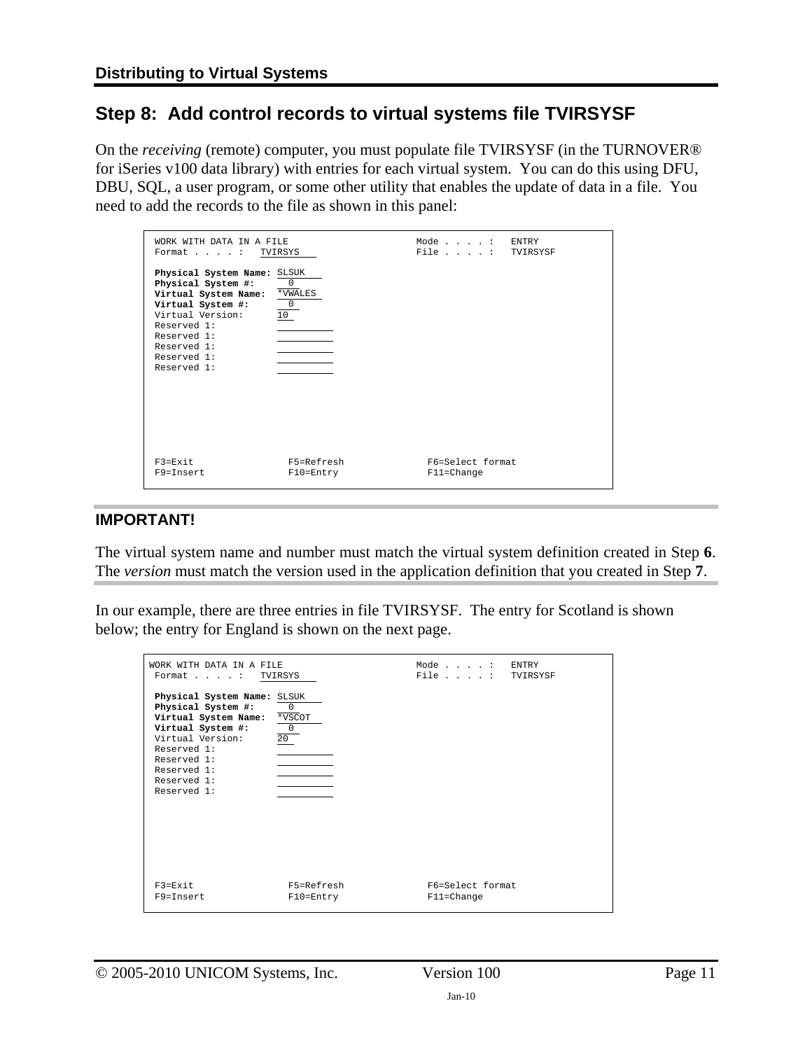## Step 8: Add control records to virtual systems file TVIRSYSF

On the *receiving* (remote) computer, you must populate file TVIRSYSF (in the TURNOVER® for iSeries v100 data library) with entries for each virtual system. You can do this using DFU, DBU, SQL, a user program, or some other utility that enables the update of data in a file. You need to add the records to the file as shown in this panel:

```
WORK WITH DATA IN A FILE                        Mode . . . . :   ENTRY
Format . . . . :   TVIRSYS                      File . . . . :   TVIRSYSF

Physical System Name: SLSUK
Physical System #:       0
Virtual System Name:  *VWALES
Virtual System #:        0
Virtual Version:      10
Reserved 1:
Reserved 1:
Reserved 1:
Reserved 1:
Reserved 1:

F3=Exit                F5=Refresh              F6=Select format
F9=Insert              F10=Entry               F11=Change
```

**IMPORTANT!**

The virtual system name and number must match the virtual system definition created in Step **6**. The *version* must match the version used in the application definition that you created in Step **7**.

In our example, there are three entries in file TVIRSYSF. The entry for Scotland is shown below; the entry for England is shown on the next page.

```
WORK WITH DATA IN A FILE                        Mode . . . . :   ENTRY
Format . . . . :   TVIRSYS                      File . . . . :   TVIRSYSF

Physical System Name: SLSUK
Physical System #:       0
Virtual System Name:  *VSCOT
Virtual System #:        0
Virtual Version:      20
Reserved 1:
Reserved 1:
Reserved 1:
Reserved 1:
Reserved 1:

F3=Exit                F5=Refresh              F6=Select format
F9=Insert              F10=Entry               F11=Change
```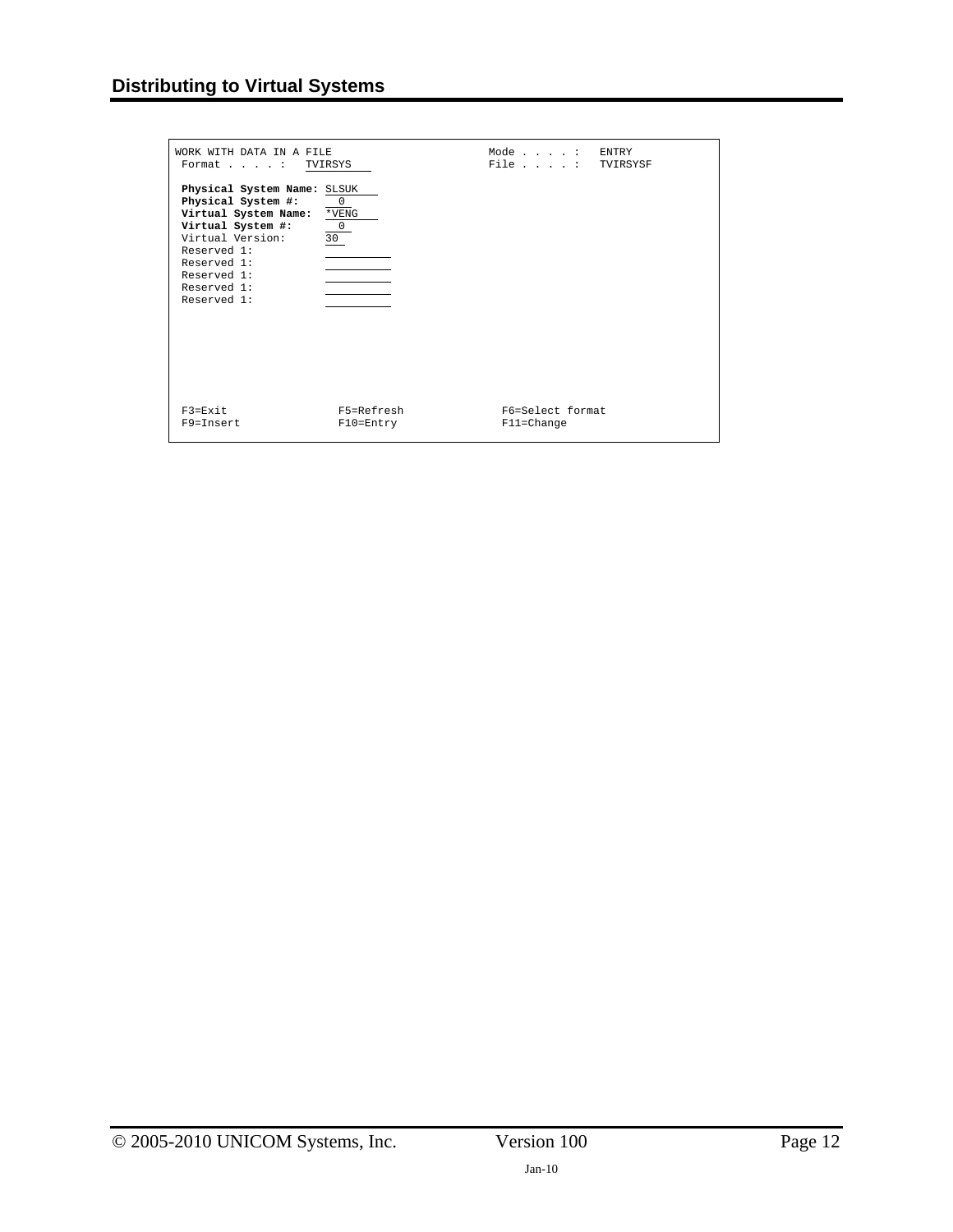```
WORK WITH DATA IN A FILE                                Mode . . . . :   ENTRY
 Format . . . . :   TVIRSYS                             File . . . . :   TVIRSYSF

 Physical System Name: SLSUK
 Physical System #:      0
 Virtual System Name:  *VENG
 Virtual System #:       0
 Virtual Version:      30
 Reserved 1:
 Reserved 1:
 Reserved 1:
 Reserved 1:
 Reserved 1:









 F3=Exit                F5=Refresh               F6=Select format
 F9=Insert              F10=Entry                F11=Change
```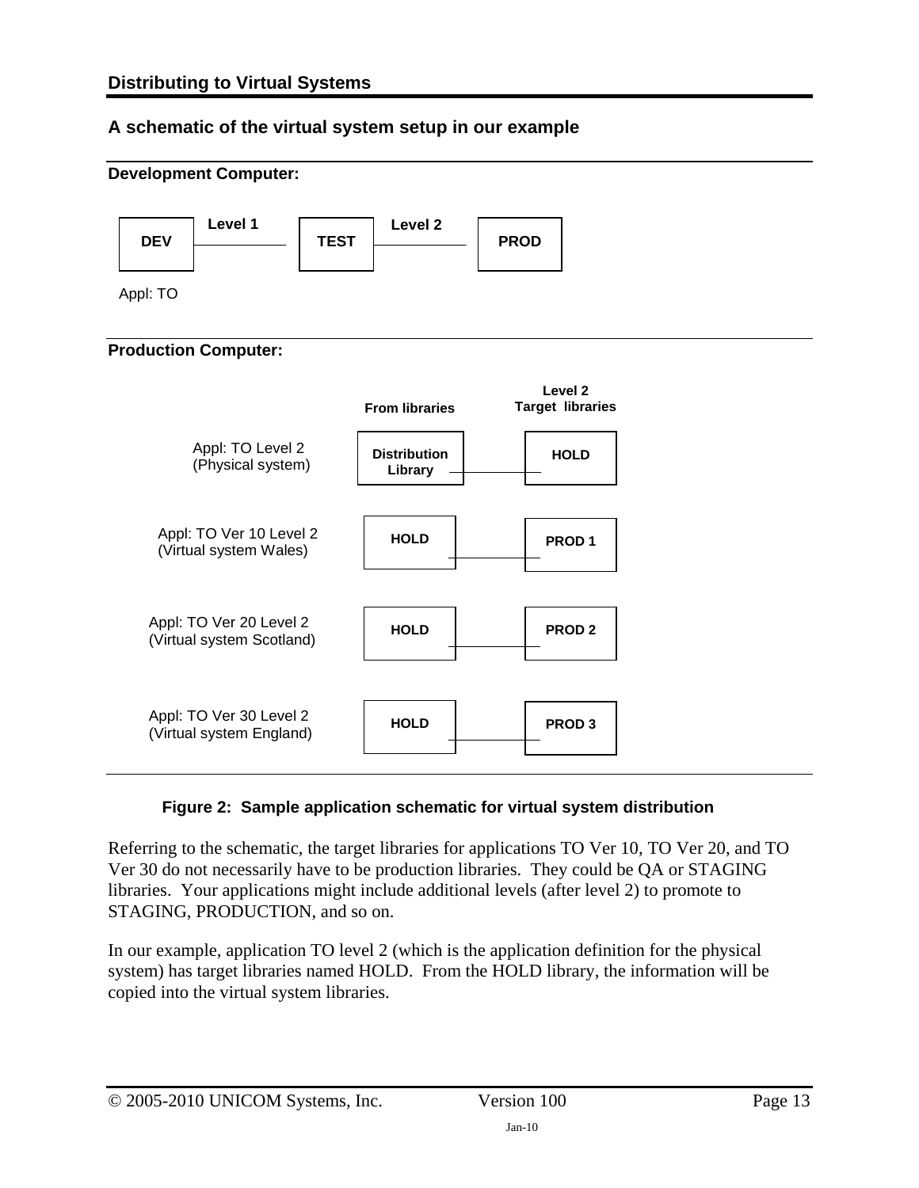## A schematic of the virtual system setup in our example

**Development Computer:**

DEV —Level 1— TEST —Level 2— PROD

Appl: TO

**Production Computer:**

| | From libraries | Level 2 Target libraries |
|---|---|---|
| Appl: TO Level 2 (Physical system) | Distribution Library | HOLD |
| Appl: TO Ver 10 Level 2 (Virtual system Wales) | HOLD | PROD 1 |
| Appl: TO Ver 20 Level 2 (Virtual system Scotland) | HOLD | PROD 2 |
| Appl: TO Ver 30 Level 2 (Virtual system England) | HOLD | PROD 3 |

**Figure 2: Sample application schematic for virtual system distribution**

Referring to the schematic, the target libraries for applications TO Ver 10, TO Ver 20, and TO Ver 30 do not necessarily have to be production libraries. They could be QA or STAGING libraries. Your applications might include additional levels (after level 2) to promote to STAGING, PRODUCTION, and so on.

In our example, application TO level 2 (which is the application definition for the physical system) has target libraries named HOLD. From the HOLD library, the information will be copied into the virtual system libraries.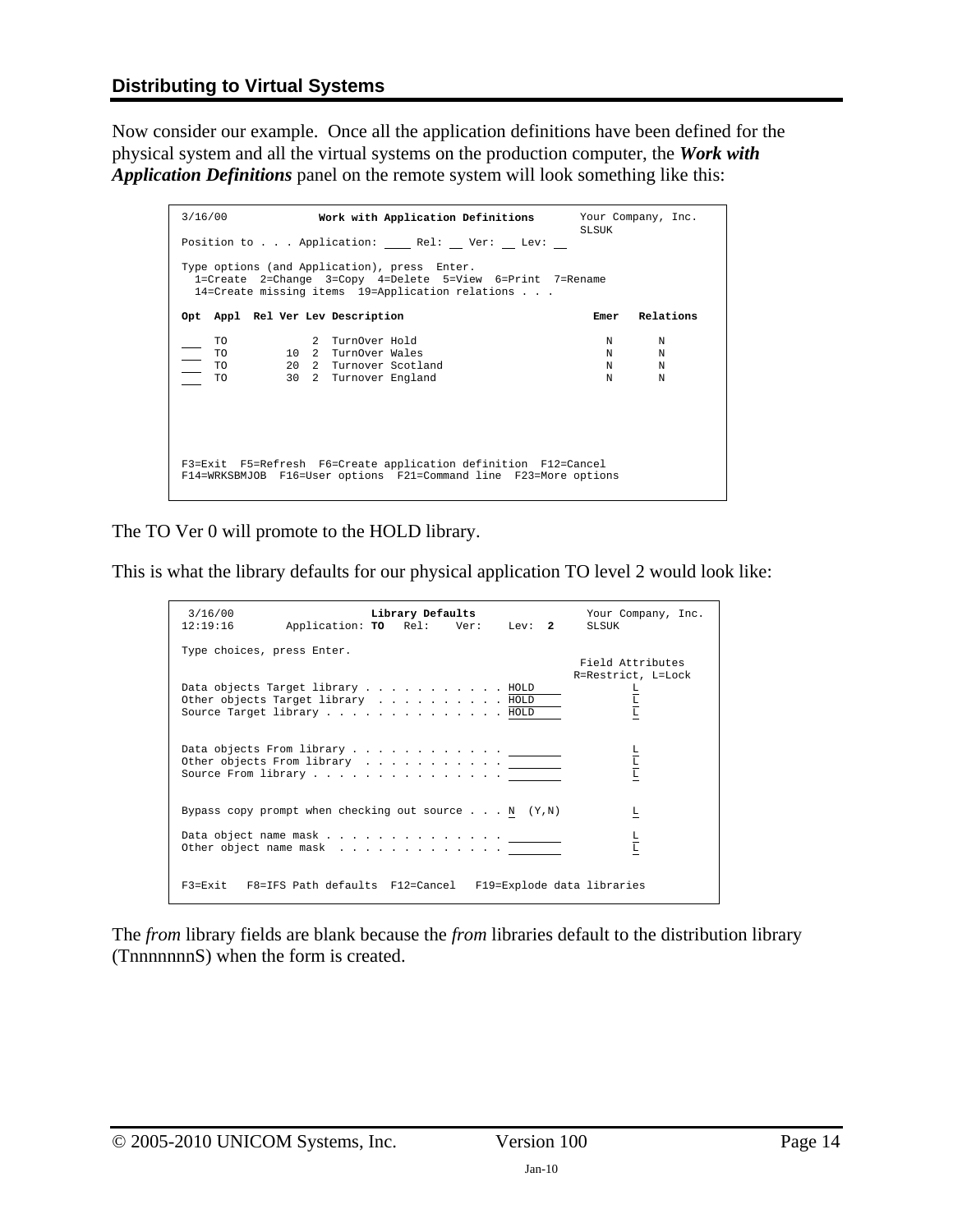## Distributing to Virtual Systems

Now consider our example. Once all the application definitions have been defined for the physical system and all the virtual systems on the production computer, the ***Work with Application Definitions*** panel on the remote system will look something like this:

```
3/16/00              Work with Application Definitions       Your Company, Inc.
                                                             SLSUK
Position to . . . Application: ____ Rel: __ Ver: __ Lev: __

Type options (and Application), press  Enter.
  1=Create  2=Change  3=Copy  4=Delete  5=View  6=Print  7=Rename
  14=Create missing items  19=Application relations . . .

Opt  Appl  Rel Ver Lev Description                            Emer   Relations

___   TO            2  TurnOver Hold                            N       N
___   TO        10  2  TurnOver Wales                           N       N
___   TO        20  2  Turnover Scotland                        N       N
___   TO        30  2  Turnover England                         N       N






F3=Exit  F5=Refresh  F6=Create application definition  F12=Cancel
F14=WRKSBMJOB  F16=User options  F21=Command line  F23=More options
```

The TO Ver 0 will promote to the HOLD library.

This is what the library defaults for our physical application TO level 2 would look like:

```
 3/16/00                       Library Defaults                Your Company, Inc.
12:19:16        Application: TO   Rel:    Ver:    Lev:  2      SLSUK

Type choices, press Enter.
                                                              Field Attributes
                                                             R=Restrict, L=Lock
Data objects Target library . . . . . . . . . . . HOLD              L
Other objects Target library  . . . . . . . . . . HOLD              L
Source Target library . . . . . . . . . . . . . . HOLD              L


Data objects From library . . . . . . . . . . . . ________          L
Other objects From library  . . . . . . . . . . . ________          L
Source From library . . . . . . . . . . . . . . . ________          L


Bypass copy prompt when checking out source . . . N  (Y,N)          L

Data object name mask . . . . . . . . . . . . . . ________          L
Other object name mask  . . . . . . . . . . . . . ________          L


F3=Exit   F8=IFS Path defaults  F12=Cancel   F19=Explode data libraries
```

The *from* library fields are blank because the *from* libraries default to the distribution library (TnnnnnnnS) when the form is created.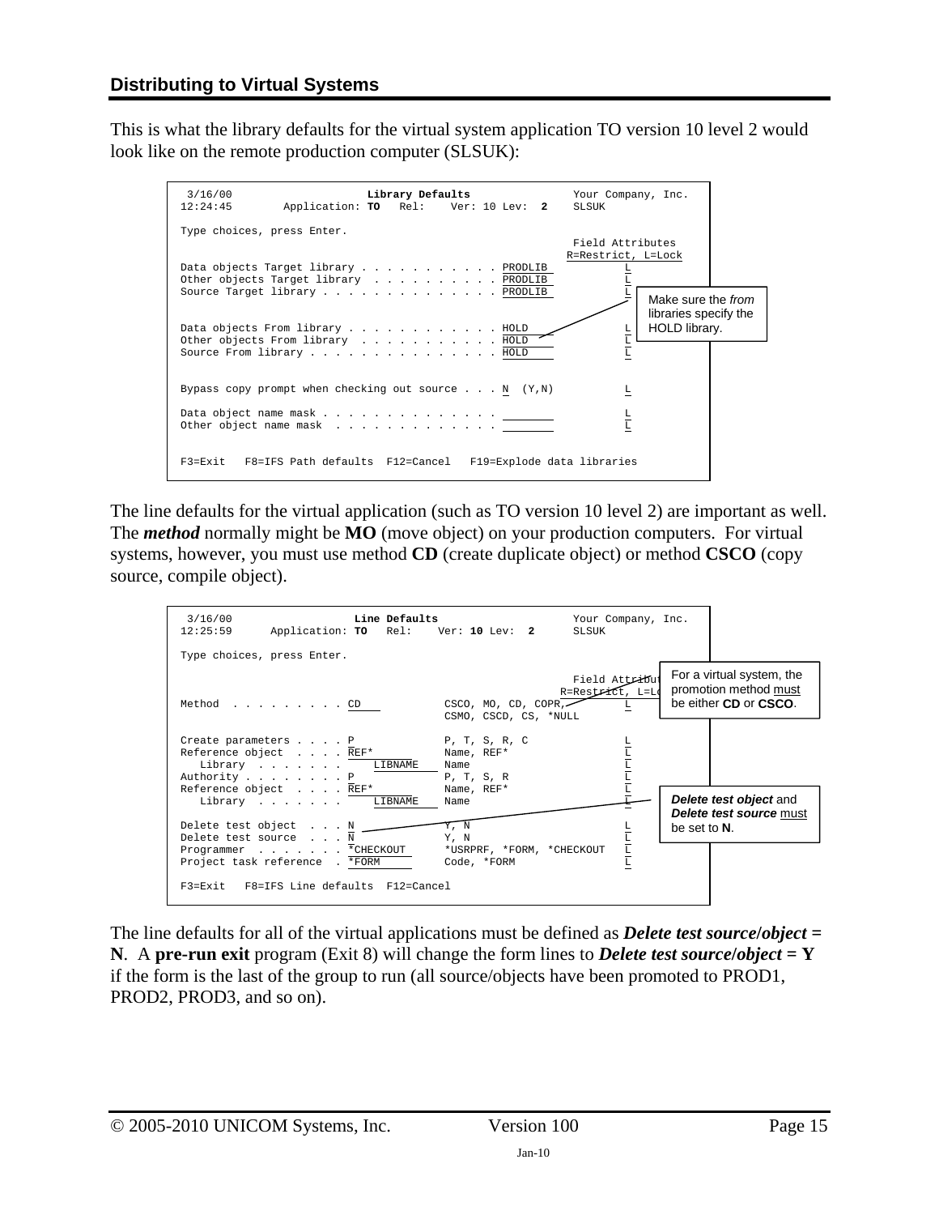## Distributing to Virtual Systems

This is what the library defaults for the virtual system application TO version 10 level 2 would look like on the remote production computer (SLSUK):

```
 3/16/00                    Library Defaults                Your Company, Inc.
12:24:45       Application: TO   Rel:    Ver: 10 Lev:  2    SLSUK

Type choices, press Enter.
                                                             Field Attributes
                                                            R=Restrict, L=Lock
Data objects Target library . . . . . . . . . . . PRODLIB          L
Other objects Target library  . . . . . . . . . . PRODLIB          L
Source Target library . . . . . . . . . . . . . . PRODLIB          L

Data objects From library . . . . . . . . . . . . HOLD             L
Other objects From library  . . . . . . . . . . . HOLD             L
Source From library . . . . . . . . . . . . . . . HOLD             L


Bypass copy prompt when checking out source . . . N  (Y,N)         L

Data object name mask . . . . . . . . . . . . . . ________         L
Other object name mask  . . . . . . . . . . . . . ________         L


F3=Exit   F8=IFS Path defaults  F12=Cancel   F19=Explode data libraries
```

Make sure the *from* libraries specify the HOLD library.

The line defaults for the virtual application (such as TO version 10 level 2) are important as well. The ***method*** normally might be **MO** (move object) on your production computers. For virtual systems, however, you must use method **CD** (create duplicate object) or method **CSCO** (copy source, compile object).

```
 3/16/00                  Line Defaults                    Your Company, Inc.
12:25:59      Application: TO   Rel:    Ver: 10 Lev:  2      SLSUK

Type choices, press Enter.

                                                             Field Attributes
                                                           R=Restrict, L=Lock
Method  . . . . . . . . . CD               CSCO, MO, CD, COPR,         L
                                           CSMO, CSCD, CS, *NULL

Create parameters . . . . P                P, T, S, R, C               L
Reference object  . . . . REF*             Name, REF*                  L
   Library  . . . . . . .      LIBNAME     Name                        L
Authority . . . . . . . . P                P, T, S, R                  L
Reference object  . . . . REF*             Name, REF*                  L
   Library  . . . . . . .      LIBNAME     Name                        L

Delete test object  . . . N                Y, N                        L
Delete test source  . . . N                Y, N                        L
Programmer  . . . . . . . *CHECKOUT        *USRPRF, *FORM, *CHECKOUT   L
Project task reference  . *FORM            Code, *FORM                 L

F3=Exit   F8=IFS Line defaults  F12=Cancel
```

For a virtual system, the promotion method must be either **CD** or **CSCO**.

***Delete test object*** and ***Delete test source*** must be set to **N**.

The line defaults for all of the virtual applications must be defined as ***Delete test source/object* = N**. A **pre-run exit** program (Exit 8) will change the form lines to ***Delete test source/object* = Y** if the form is the last of the group to run (all source/objects have been promoted to PROD1, PROD2, PROD3, and so on).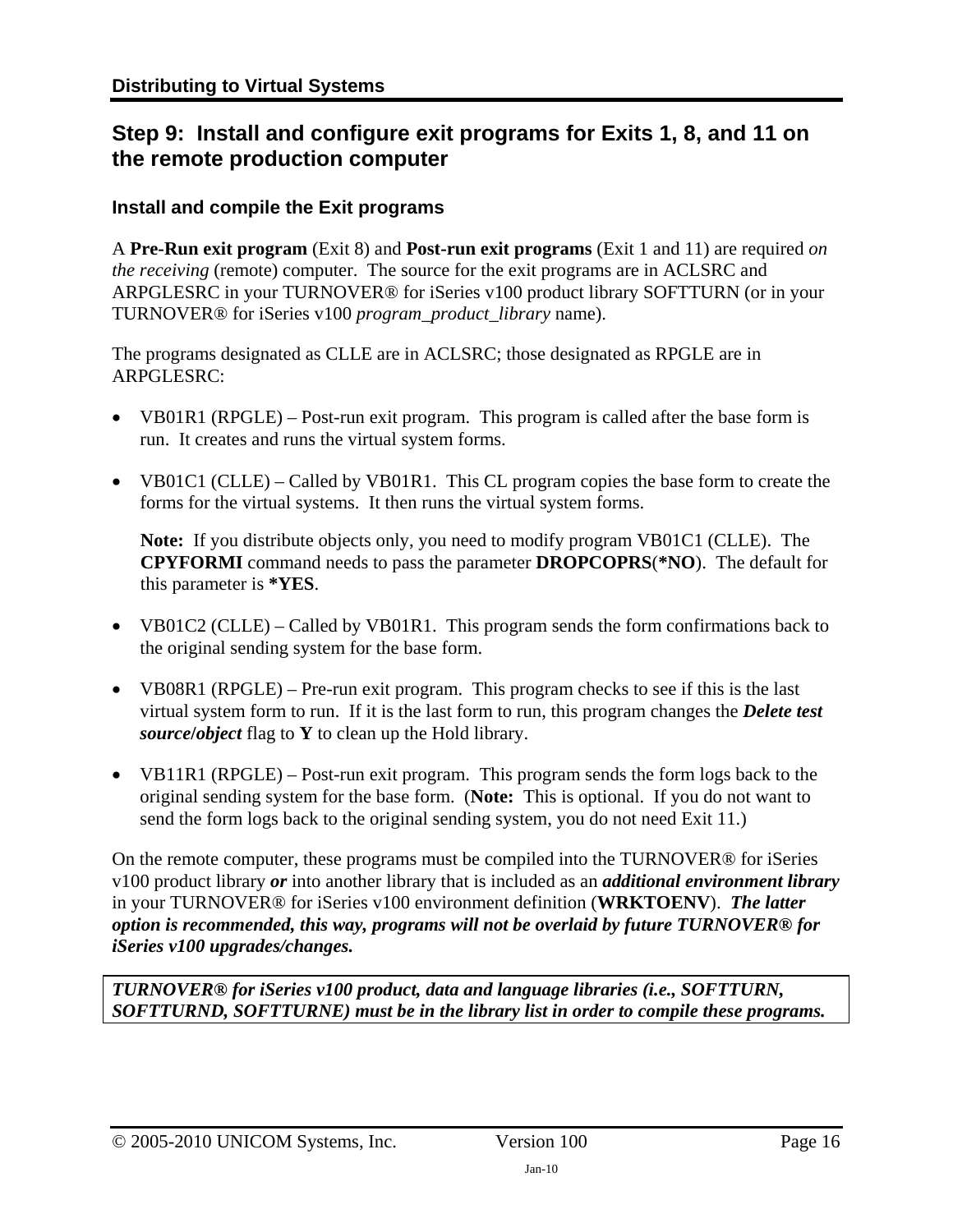## Step 9: Install and configure exit programs for Exits 1, 8, and 11 on the remote production computer

### Install and compile the Exit programs

A **Pre-Run exit program** (Exit 8) and **Post-run exit programs** (Exit 1 and 11) are required *on the receiving* (remote) computer. The source for the exit programs are in ACLSRC and ARPGLESRC in your TURNOVER® for iSeries v100 product library SOFTTURN (or in your TURNOVER® for iSeries v100 *program_product_library* name).

The programs designated as CLLE are in ACLSRC; those designated as RPGLE are in ARPGLESRC:

- VB01R1 (RPGLE) – Post-run exit program. This program is called after the base form is run. It creates and runs the virtual system forms.

- VB01C1 (CLLE) – Called by VB01R1. This CL program copies the base form to create the forms for the virtual systems. It then runs the virtual system forms.

  **Note:** If you distribute objects only, you need to modify program VB01C1 (CLLE). The **CPYFORMI** command needs to pass the parameter **DROPCOPRS**(***NO**). The default for this parameter is ***YES**.

- VB01C2 (CLLE) – Called by VB01R1. This program sends the form confirmations back to the original sending system for the base form.

- VB08R1 (RPGLE) – Pre-run exit program. This program checks to see if this is the last virtual system form to run. If it is the last form to run, this program changes the ***Delete test source/object*** flag to **Y** to clean up the Hold library.

- VB11R1 (RPGLE) – Post-run exit program. This program sends the form logs back to the original sending system for the base form. (**Note:** This is optional. If you do not want to send the form logs back to the original sending system, you do not need Exit 11.)

On the remote computer, these programs must be compiled into the TURNOVER® for iSeries v100 product library ***or*** into another library that is included as an ***additional environment library*** in your TURNOVER® for iSeries v100 environment definition (**WRKTOENV**). ***The latter option is recommended, this way, programs will not be overlaid by future TURNOVER® for iSeries v100 upgrades/changes.***

***TURNOVER® for iSeries v100 product, data and language libraries (i.e., SOFTTURN, SOFTTURND, SOFTTURNE) must be in the library list in order to compile these programs.***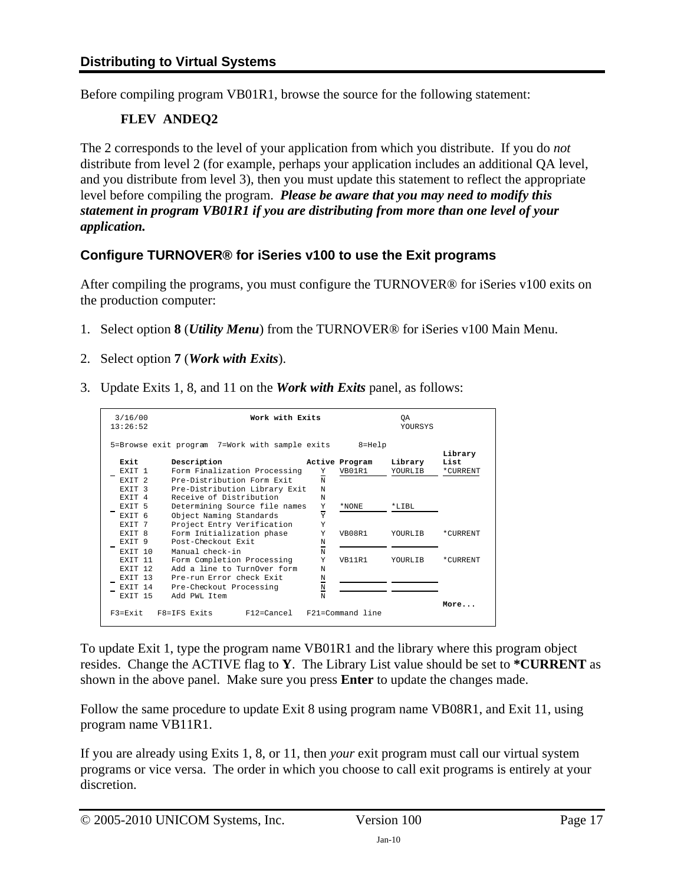## Distributing to Virtual Systems

Before compiling program VB01R1, browse the source for the following statement:

**FLEV ANDEQ2**

The 2 corresponds to the level of your application from which you distribute. If you do *not* distribute from level 2 (for example, perhaps your application includes an additional QA level, and you distribute from level 3), then you must update this statement to reflect the appropriate level before compiling the program. ***Please be aware that you may need to modify this statement in program VB01R1 if you are distributing from more than one level of your application.***

### Configure TURNOVER® for iSeries v100 to use the Exit programs

After compiling the programs, you must configure the TURNOVER® for iSeries v100 exits on the production computer:

1. Select option **8** (***Utility Menu***) from the TURNOVER® for iSeries v100 Main Menu.
2. Select option **7** (***Work with Exits***).
3. Update Exits 1, 8, and 11 on the ***Work with Exits*** panel, as follows:

```
 3/16/00                  Work with Exits                  QA
13:26:52                                                   YOURSYS

5=Browse exit program  7=Work with sample exits      8=Help
                                                                      Library
  Exit      Description                 Active Program    Library    List
_ EXIT 1    Form Finalization Processing    Y   VB01R1     YOURLIB    *CURRENT
  EXIT 2    Pre-Distribution Form Exit      N
  EXIT 3    Pre-Distribution Library Exit   N
  EXIT 4    Receive of Distribution         N
_ EXIT 5    Determining Source file names   Y   *NONE      *LIBL
  EXIT 6    Object Naming Standards         Y
  EXIT 7    Project Entry Verification      Y
  EXIT 8    Form Initialization phase       Y   VB08R1     YOURLIB    *CURRENT
_ EXIT 9    Post-Checkout Exit              N
  EXIT 10   Manual check-in                 N
  EXIT 11   Form Completion Processing      Y   VB11R1     YOURLIB    *CURRENT
  EXIT 12   Add a line to TurnOver form     N
_ EXIT 13   Pre-run Error check Exit        N
_ EXIT 14   Pre-Checkout Processing         N
  EXIT 15   Add PWL Item                    N
                                                                      More...
F3=Exit   F8=IFS Exits      F12=Cancel   F21=Command line
```

To update Exit 1, type the program name VB01R1 and the library where this program object resides. Change the ACTIVE flag to **Y**. The Library List value should be set to **\*CURRENT** as shown in the above panel. Make sure you press **Enter** to update the changes made.

Follow the same procedure to update Exit 8 using program name VB08R1, and Exit 11, using program name VB11R1.

If you are already using Exits 1, 8, or 11, then *your* exit program must call our virtual system programs or vice versa. The order in which you choose to call exit programs is entirely at your discretion.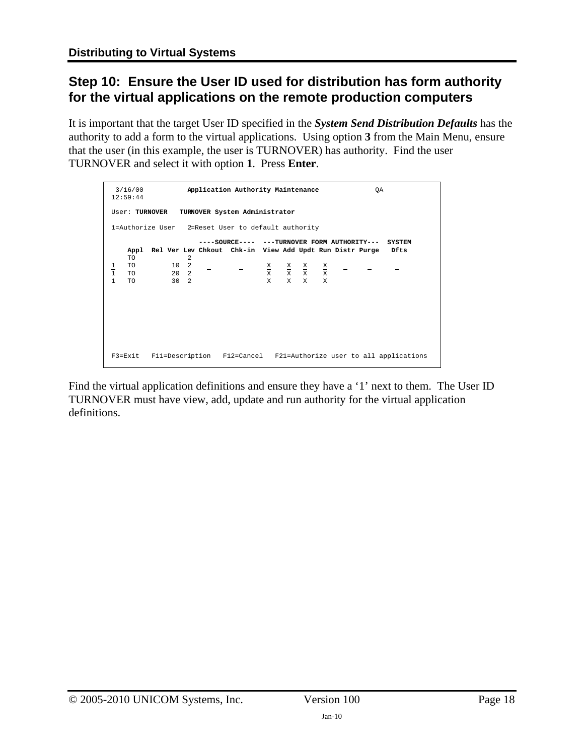## Step 10: Ensure the User ID used for distribution has form authority for the virtual applications on the remote production computers

It is important that the target User ID specified in the ***System Send Distribution Defaults*** has the authority to add a form to the virtual applications. Using option **3** from the Main Menu, ensure that the user (in this example, the user is TURNOVER) has authority. Find the user TURNOVER and select it with option **1**. Press **Enter**.

```
 3/16/00          Application Authority Maintenance            QA
12:59:44

User: TURNOVER   TURNOVER System Administrator

1=Authorize User   2=Reset User to default authority

                      ----SOURCE----  ---TURNOVER FORM AUTHORITY---  SYSTEM
    Appl  Rel Ver Lev Chkout  Chk-in  View Add Updt Run Distr Purge   Dfts
    TO             2
1   TO         10  2    _       _      X    X   X    X    _     _      _
1   TO         20  2                   X    X   X    X
1   TO         30  2                   X    X   X    X










F3=Exit   F11=Description   F12=Cancel   F21=Authorize user to all applications
```

Find the virtual application definitions and ensure they have a '1' next to them. The User ID TURNOVER must have view, add, update and run authority for the virtual application definitions.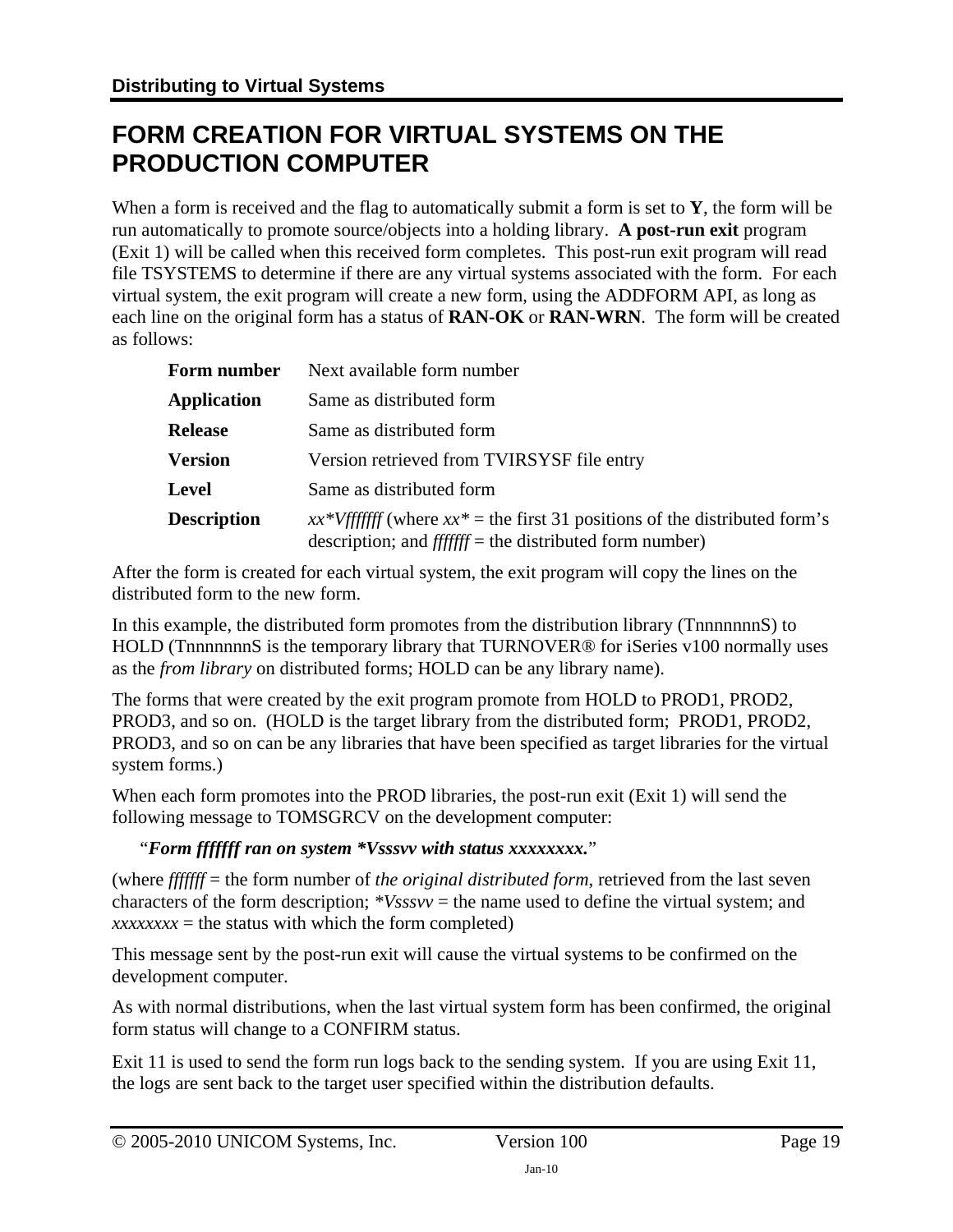# FORM CREATION FOR VIRTUAL SYSTEMS ON THE PRODUCTION COMPUTER

When a form is received and the flag to automatically submit a form is set to **Y**, the form will be run automatically to promote source/objects into a holding library. **A post-run exit** program (Exit 1) will be called when this received form completes. This post-run exit program will read file TSYSTEMS to determine if there are any virtual systems associated with the form. For each virtual system, the exit program will create a new form, using the ADDFORM API, as long as each line on the original form has a status of **RAN-OK** or **RAN-WRN**. The form will be created as follows:

| | |
|---|---|
| **Form number** | Next available form number |
| **Application** | Same as distributed form |
| **Release** | Same as distributed form |
| **Version** | Version retrieved from TVIRSYSF file entry |
| **Level** | Same as distributed form |
| **Description** | *xx\*Vfffffff* (where *xx\** = the first 31 positions of the distributed form's description; and *fffffff* = the distributed form number) |

After the form is created for each virtual system, the exit program will copy the lines on the distributed form to the new form.

In this example, the distributed form promotes from the distribution library (TnnnnnnnS) to HOLD (TnnnnnnnS is the temporary library that TURNOVER® for iSeries v100 normally uses as the *from library* on distributed forms; HOLD can be any library name).

The forms that were created by the exit program promote from HOLD to PROD1, PROD2, PROD3, and so on. (HOLD is the target library from the distributed form; PROD1, PROD2, PROD3, and so on can be any libraries that have been specified as target libraries for the virtual system forms.)

When each form promotes into the PROD libraries, the post-run exit (Exit 1) will send the following message to TOMSGRCV on the development computer:

"***Form fffffff ran on system \*Vsssvv with status xxxxxxxx.***"

(where *fffffff* = the form number of *the original distributed form*, retrieved from the last seven characters of the form description; *\*Vsssvv* = the name used to define the virtual system; and *xxxxxxxx* = the status with which the form completed)

This message sent by the post-run exit will cause the virtual systems to be confirmed on the development computer.

As with normal distributions, when the last virtual system form has been confirmed, the original form status will change to a CONFIRM status.

Exit 11 is used to send the form run logs back to the sending system. If you are using Exit 11, the logs are sent back to the target user specified within the distribution defaults.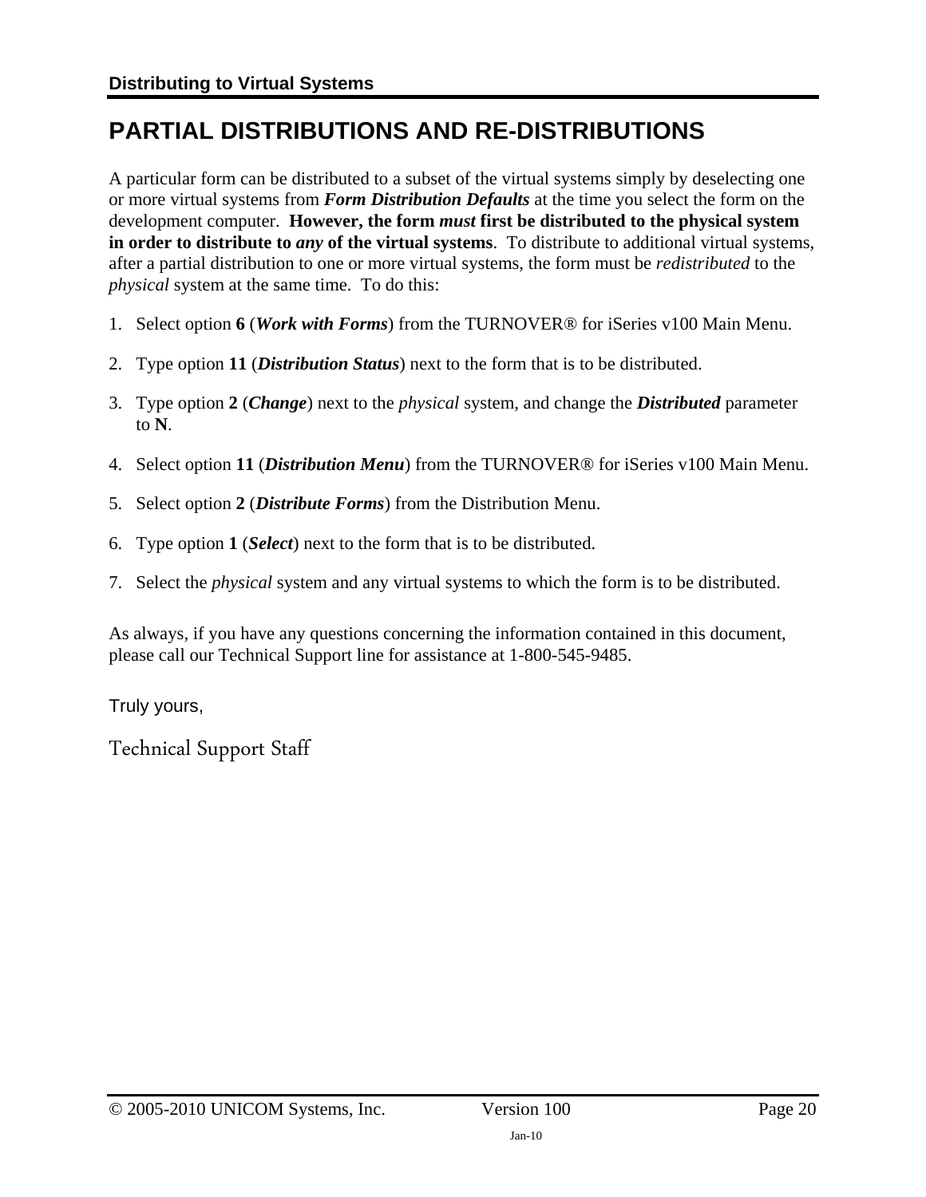# PARTIAL DISTRIBUTIONS AND RE-DISTRIBUTIONS

A particular form can be distributed to a subset of the virtual systems simply by deselecting one or more virtual systems from ***Form Distribution Defaults*** at the time you select the form on the development computer. **However, the form *must* first be distributed to the physical system in order to distribute to *any* of the virtual systems**. To distribute to additional virtual systems, after a partial distribution to one or more virtual systems, the form must be *redistributed* to the *physical* system at the same time. To do this:

1. Select option **6** (***Work with Forms***) from the TURNOVER® for iSeries v100 Main Menu.
2. Type option **11** (***Distribution Status***) next to the form that is to be distributed.
3. Type option **2** (***Change***) next to the *physical* system, and change the ***Distributed*** parameter to **N**.
4. Select option **11** (***Distribution Menu***) from the TURNOVER® for iSeries v100 Main Menu.
5. Select option **2** (***Distribute Forms***) from the Distribution Menu.
6. Type option **1** (***Select***) next to the form that is to be distributed.
7. Select the *physical* system and any virtual systems to which the form is to be distributed.

As always, if you have any questions concerning the information contained in this document, please call our Technical Support line for assistance at 1-800-545-9485.

Truly yours,

Technical Support Staff